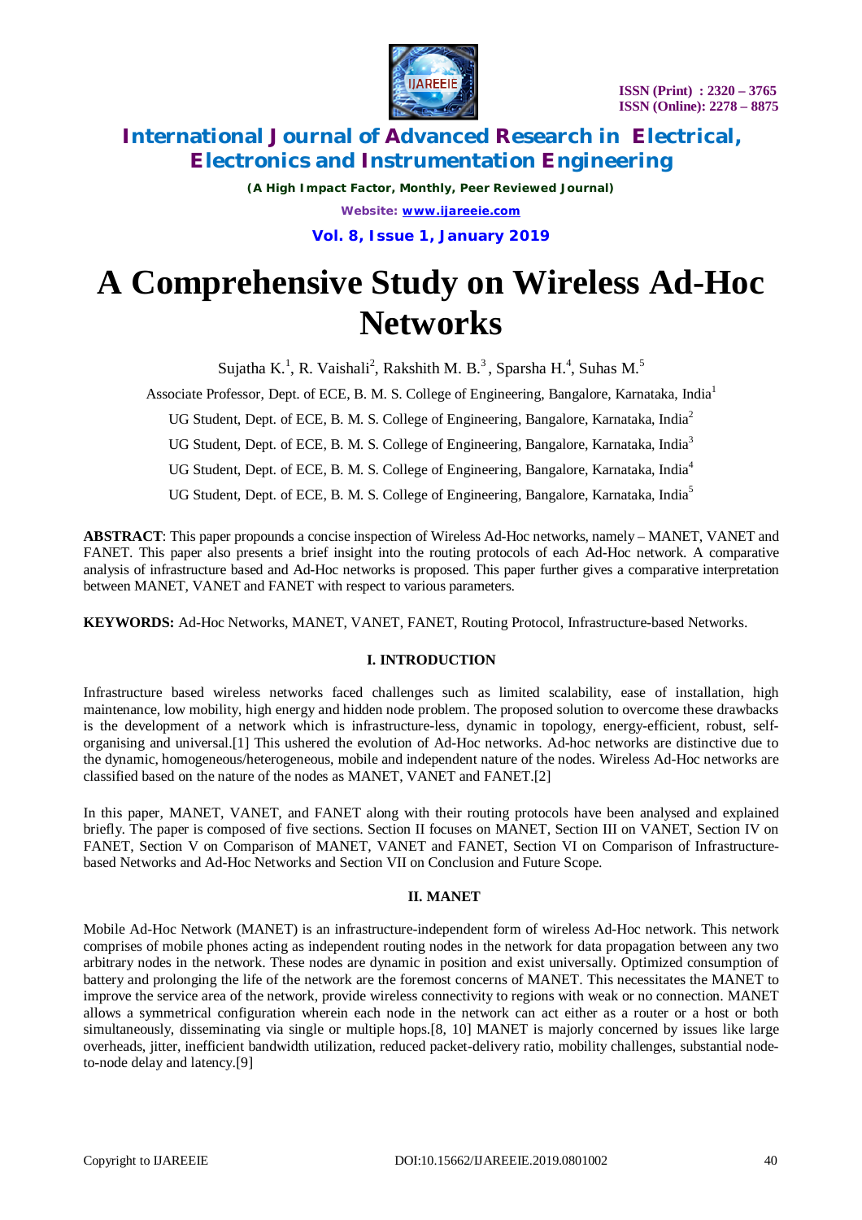# A Comprehensive Study on Wireless Ad-Hoc Networks

Sujatha K.[1], R. Vaishali[2], Rakshith M. B.[3], Sparsha H.[4], Suhas M.[5]

Associate Professor, Dept. of ECE, B. M. S. College of Engineering, Bangalore, Karnataka, India[1]

UG Student, Dept. of ECE, B. M. S. College of Engineering, Bangalore, Karnataka, India[2]

UG Student, Dept. of ECE, B. M. S. College of Engineering, Bangalore, Karnataka, India[3]

UG Student, Dept. of ECE, B. M. S. College of Engineering, Bangalore, Karnataka, India[4]

UG Student, Dept. of ECE, B. M. S. College of Engineering, Bangalore, Karnataka, India[5]

**ABSTRACT**: This paper propounds a concise inspection of Wireless Ad-Hoc networks, namely – MANET, VANET and FANET. This paper also presents a brief insight into the routing protocols of each Ad-Hoc network. A comparative analysis of infrastructure based and Ad-Hoc networks is proposed. This paper further gives a comparative interpretation between MANET, VANET and FANET with respect to various parameters.

**KEYWORDS:** Ad-Hoc Networks, MANET, VANET, FANET, Routing Protocol, Infrastructure-based Networks.

## I. INTRODUCTION

Infrastructure based wireless networks faced challenges such as limited scalability, ease of installation, high maintenance, low mobility, high energy and hidden node problem. The proposed solution to overcome these drawbacks is the development of a network which is infrastructure-less, dynamic in topology, energy-efficient, robust, self-organising and universal.[1] This ushered the evolution of Ad-Hoc networks. Ad-hoc networks are distinctive due to the dynamic, homogeneous/heterogeneous, mobile and independent nature of the nodes. Wireless Ad-Hoc networks are classified based on the nature of the nodes as MANET, VANET and FANET.[2]

In this paper, MANET, VANET, and FANET along with their routing protocols have been analysed and explained briefly. The paper is composed of five sections. Section II focuses on MANET, Section III on VANET, Section IV on FANET, Section V on Comparison of MANET, VANET and FANET, Section VI on Comparison of Infrastructure-based Networks and Ad-Hoc Networks and Section VII on Conclusion and Future Scope.

## II. MANET

Mobile Ad-Hoc Network (MANET) is an infrastructure-independent form of wireless Ad-Hoc network. This network comprises of mobile phones acting as independent routing nodes in the network for data propagation between any two arbitrary nodes in the network. These nodes are dynamic in position and exist universally. Optimized consumption of battery and prolonging the life of the network are the foremost concerns of MANET. This necessitates the MANET to improve the service area of the network, provide wireless connectivity to regions with weak or no connection. MANET allows a symmetrical configuration wherein each node in the network can act either as a router or a host or both simultaneously, disseminating via single or multiple hops.[8, 10] MANET is majorly concerned by issues like large overheads, jitter, inefficient bandwidth utilization, reduced packet-delivery ratio, mobility challenges, substantial node-to-node delay and latency.[9]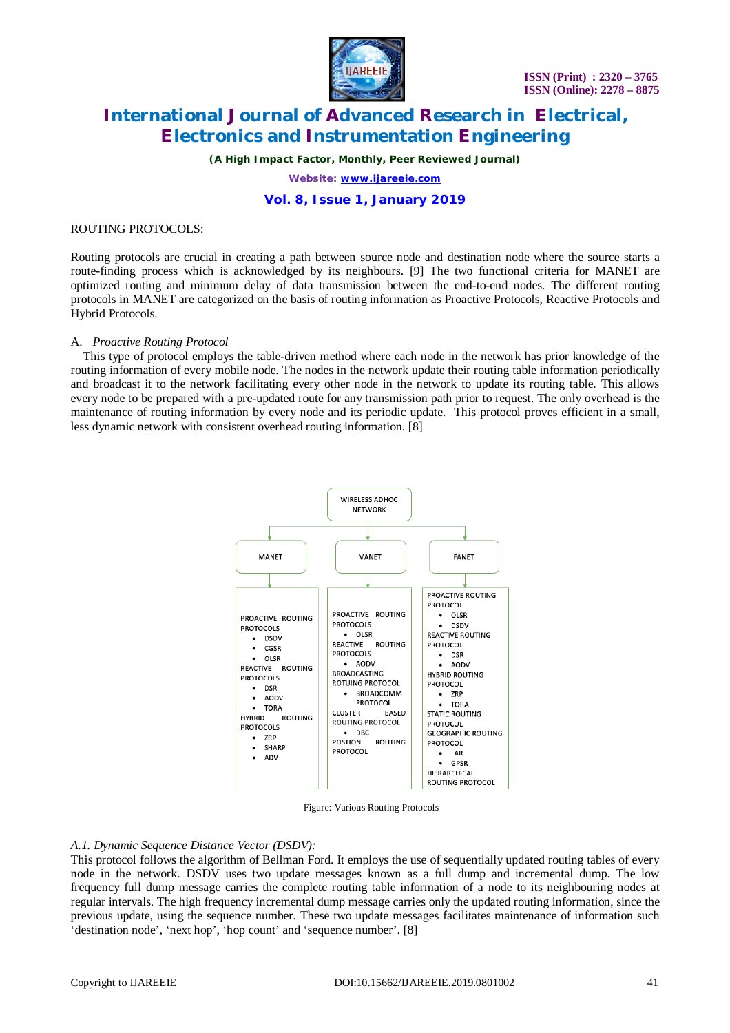ROUTING PROTOCOLS:

Routing protocols are crucial in creating a path between source node and destination node where the source starts a route-finding process which is acknowledged by its neighbours. [9] The two functional criteria for MANET are optimized routing and minimum delay of data transmission between the end-to-end nodes. The different routing protocols in MANET are categorized on the basis of routing information as Proactive Protocols, Reactive Protocols and Hybrid Protocols.

A. *Proactive Routing Protocol*

This type of protocol employs the table-driven method where each node in the network has prior knowledge of the routing information of every mobile node. The nodes in the network update their routing table information periodically and broadcast it to the network facilitating every other node in the network to update its routing table. This allows every node to be prepared with a pre-updated route for any transmission path prior to request. The only overhead is the maintenance of routing information by every node and its periodic update. This protocol proves efficient in a small, less dynamic network with consistent overhead routing information. [8]

WIRELESS ADHOC NETWORK

MANET

PROACTIVE ROUTING PROTOCOLS
- DSDV
- CGSR
- OLSR

REACTIVE ROUTING PROTOCOLS
- DSR
- AODV
- TORA

HYBRID ROUTING PROTOCOLS
- ZRP
- SHARP
- ADV

VANET

PROACTIVE ROUTING PROTOCOLS
- OLSR

REACTIVE ROUTING PROTOCOLS
- AODV

BROADCASTING ROTUING PROTOCOL
- BROADCOMM PROTOCOL

CLUSTER BASED ROUTING PROTOCOL
- DBC

POSTION ROUTING PROTOCOL

FANET

PROACTIVE ROUTING PROTOCOL
- OLSR
- DSDV

REACTIVE ROUTING PROTOCOL
- DSR
- AODV

HYBRID ROUTING PROTOCOL
- ZRP
- TORA

STATIC ROUTING PROTOCOL

GEOGRAPHIC ROUTING PROTOCOL
- LAR
- GPSR

HIERARCHICAL ROUTING PROTOCOL

Figure: Various Routing Protocols

*A.1. Dynamic Sequence Distance Vector (DSDV):*

This protocol follows the algorithm of Bellman Ford. It employs the use of sequentially updated routing tables of every node in the network. DSDV uses two update messages known as a full dump and incremental dump. The low frequency full dump message carries the complete routing table information of a node to its neighbouring nodes at regular intervals. The high frequency incremental dump message carries only the updated routing information, since the previous update, using the sequence number. These two update messages facilitates maintenance of information such 'destination node', 'next hop', 'hop count' and 'sequence number'. [8]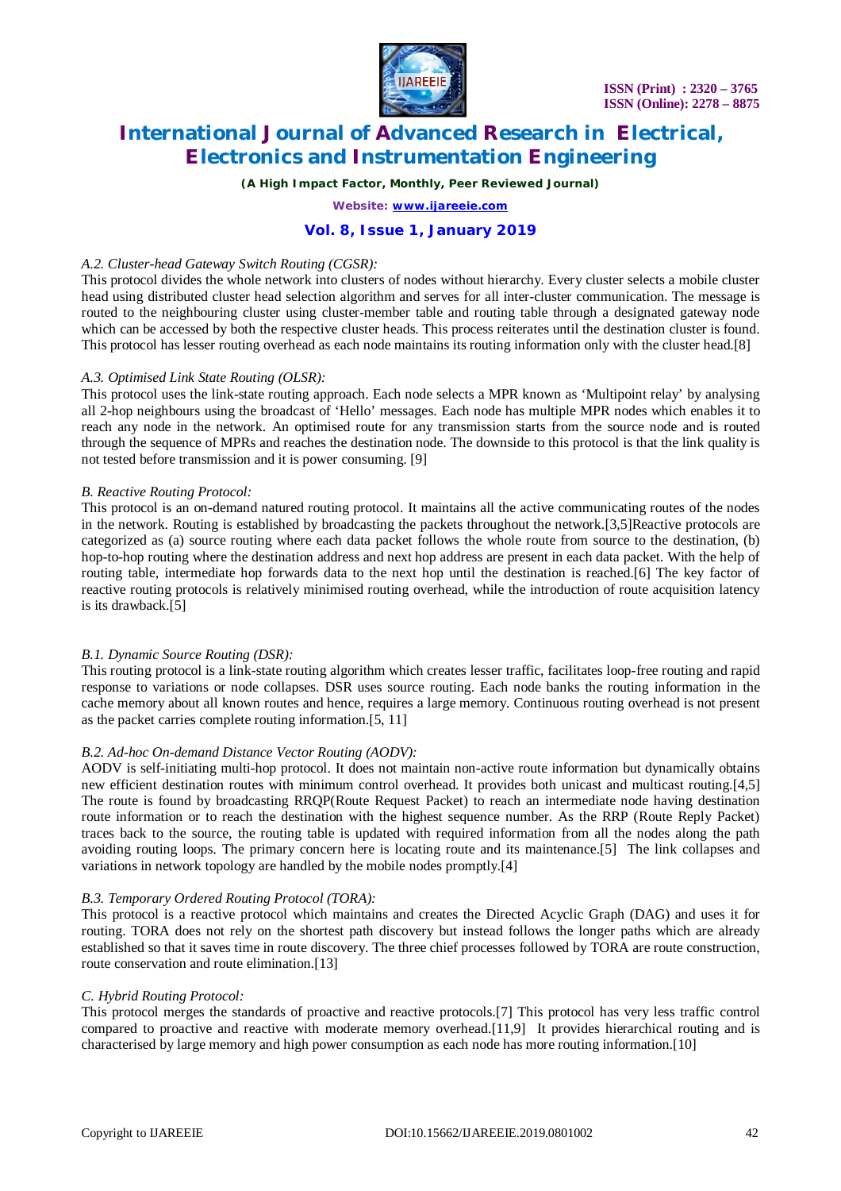*A.2. Cluster-head Gateway Switch Routing (CGSR):*

This protocol divides the whole network into clusters of nodes without hierarchy. Every cluster selects a mobile cluster head using distributed cluster head selection algorithm and serves for all inter-cluster communication. The message is routed to the neighbouring cluster using cluster-member table and routing table through a designated gateway node which can be accessed by both the respective cluster heads. This process reiterates until the destination cluster is found. This protocol has lesser routing overhead as each node maintains its routing information only with the cluster head.[8]

*A.3. Optimised Link State Routing (OLSR):*

This protocol uses the link-state routing approach. Each node selects a MPR known as 'Multipoint relay' by analysing all 2-hop neighbours using the broadcast of 'Hello' messages. Each node has multiple MPR nodes which enables it to reach any node in the network. An optimised route for any transmission starts from the source node and is routed through the sequence of MPRs and reaches the destination node. The downside to this protocol is that the link quality is not tested before transmission and it is power consuming. [9]

*B. Reactive Routing Protocol:*

This protocol is an on-demand natured routing protocol. It maintains all the active communicating routes of the nodes in the network. Routing is established by broadcasting the packets throughout the network.[3,5]Reactive protocols are categorized as (a) source routing where each data packet follows the whole route from source to the destination, (b) hop-to-hop routing where the destination address and next hop address are present in each data packet. With the help of routing table, intermediate hop forwards data to the next hop until the destination is reached.[6] The key factor of reactive routing protocols is relatively minimised routing overhead, while the introduction of route acquisition latency is its drawback.[5]

*B.1. Dynamic Source Routing (DSR):*

This routing protocol is a link-state routing algorithm which creates lesser traffic, facilitates loop-free routing and rapid response to variations or node collapses. DSR uses source routing. Each node banks the routing information in the cache memory about all known routes and hence, requires a large memory. Continuous routing overhead is not present as the packet carries complete routing information.[5, 11]

*B.2. Ad-hoc On-demand Distance Vector Routing (AODV):*

AODV is self-initiating multi-hop protocol. It does not maintain non-active route information but dynamically obtains new efficient destination routes with minimum control overhead. It provides both unicast and multicast routing.[4,5] The route is found by broadcasting RRQP(Route Request Packet) to reach an intermediate node having destination route information or to reach the destination with the highest sequence number. As the RRP (Route Reply Packet) traces back to the source, the routing table is updated with required information from all the nodes along the path avoiding routing loops. The primary concern here is locating route and its maintenance.[5] The link collapses and variations in network topology are handled by the mobile nodes promptly.[4]

*B.3. Temporary Ordered Routing Protocol (TORA):*

This protocol is a reactive protocol which maintains and creates the Directed Acyclic Graph (DAG) and uses it for routing. TORA does not rely on the shortest path discovery but instead follows the longer paths which are already established so that it saves time in route discovery. The three chief processes followed by TORA are route construction, route conservation and route elimination.[13]

*C. Hybrid Routing Protocol:*

This protocol merges the standards of proactive and reactive protocols.[7] This protocol has very less traffic control compared to proactive and reactive with moderate memory overhead.[11,9] It provides hierarchical routing and is characterised by large memory and high power consumption as each node has more routing information.[10]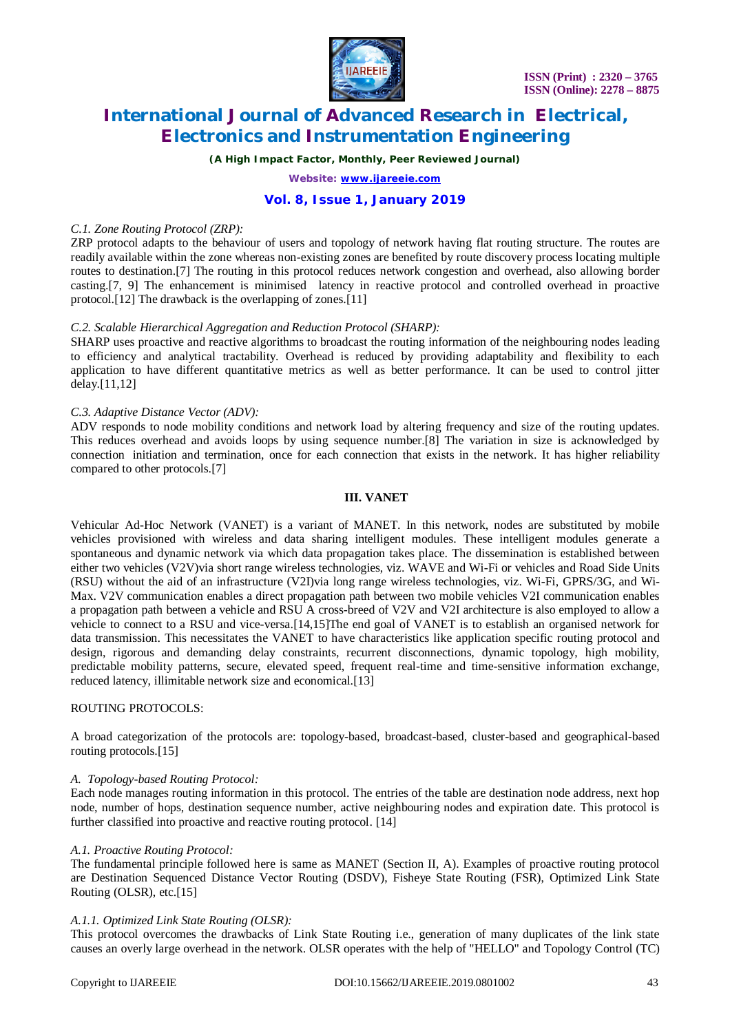*C.1. Zone Routing Protocol (ZRP):*
ZRP protocol adapts to the behaviour of users and topology of network having flat routing structure. The routes are readily available within the zone whereas non-existing zones are benefited by route discovery process locating multiple routes to destination.[7] The routing in this protocol reduces network congestion and overhead, also allowing border casting.[7, 9] The enhancement is minimised latency in reactive protocol and controlled overhead in proactive protocol.[12] The drawback is the overlapping of zones.[11]

*C.2. Scalable Hierarchical Aggregation and Reduction Protocol (SHARP):*
SHARP uses proactive and reactive algorithms to broadcast the routing information of the neighbouring nodes leading to efficiency and analytical tractability. Overhead is reduced by providing adaptability and flexibility to each application to have different quantitative metrics as well as better performance. It can be used to control jitter delay.[11,12]

*C.3. Adaptive Distance Vector (ADV):*
ADV responds to node mobility conditions and network load by altering frequency and size of the routing updates. This reduces overhead and avoids loops by using sequence number.[8] The variation in size is acknowledged by connection initiation and termination, once for each connection that exists in the network. It has higher reliability compared to other protocols.[7]

## III. VANET

Vehicular Ad-Hoc Network (VANET) is a variant of MANET. In this network, nodes are substituted by mobile vehicles provisioned with wireless and data sharing intelligent modules. These intelligent modules generate a spontaneous and dynamic network via which data propagation takes place. The dissemination is established between either two vehicles (V2V)via short range wireless technologies, viz. WAVE and Wi-Fi or vehicles and Road Side Units (RSU) without the aid of an infrastructure (V2I)via long range wireless technologies, viz. Wi-Fi, GPRS/3G, and Wi-Max. V2V communication enables a direct propagation path between two mobile vehicles V2I communication enables a propagation path between a vehicle and RSU A cross-breed of V2V and V2I architecture is also employed to allow a vehicle to connect to a RSU and vice-versa.[14,15]The end goal of VANET is to establish an organised network for data transmission. This necessitates the VANET to have characteristics like application specific routing protocol and design, rigorous and demanding delay constraints, recurrent disconnections, dynamic topology, high mobility, predictable mobility patterns, secure, elevated speed, frequent real-time and time-sensitive information exchange, reduced latency, illimitable network size and economical.[13]

ROUTING PROTOCOLS:

A broad categorization of the protocols are: topology-based, broadcast-based, cluster-based and geographical-based routing protocols.[15]

*A. Topology-based Routing Protocol:*
Each node manages routing information in this protocol. The entries of the table are destination node address, next hop node, number of hops, destination sequence number, active neighbouring nodes and expiration date. This protocol is further classified into proactive and reactive routing protocol. [14]

*A.1. Proactive Routing Protocol:*
The fundamental principle followed here is same as MANET (Section II, A). Examples of proactive routing protocol are Destination Sequenced Distance Vector Routing (DSDV), Fisheye State Routing (FSR), Optimized Link State Routing (OLSR), etc.[15]

*A.1.1. Optimized Link State Routing (OLSR):*
This protocol overcomes the drawbacks of Link State Routing i.e., generation of many duplicates of the link state causes an overly large overhead in the network. OLSR operates with the help of "HELLO" and Topology Control (TC)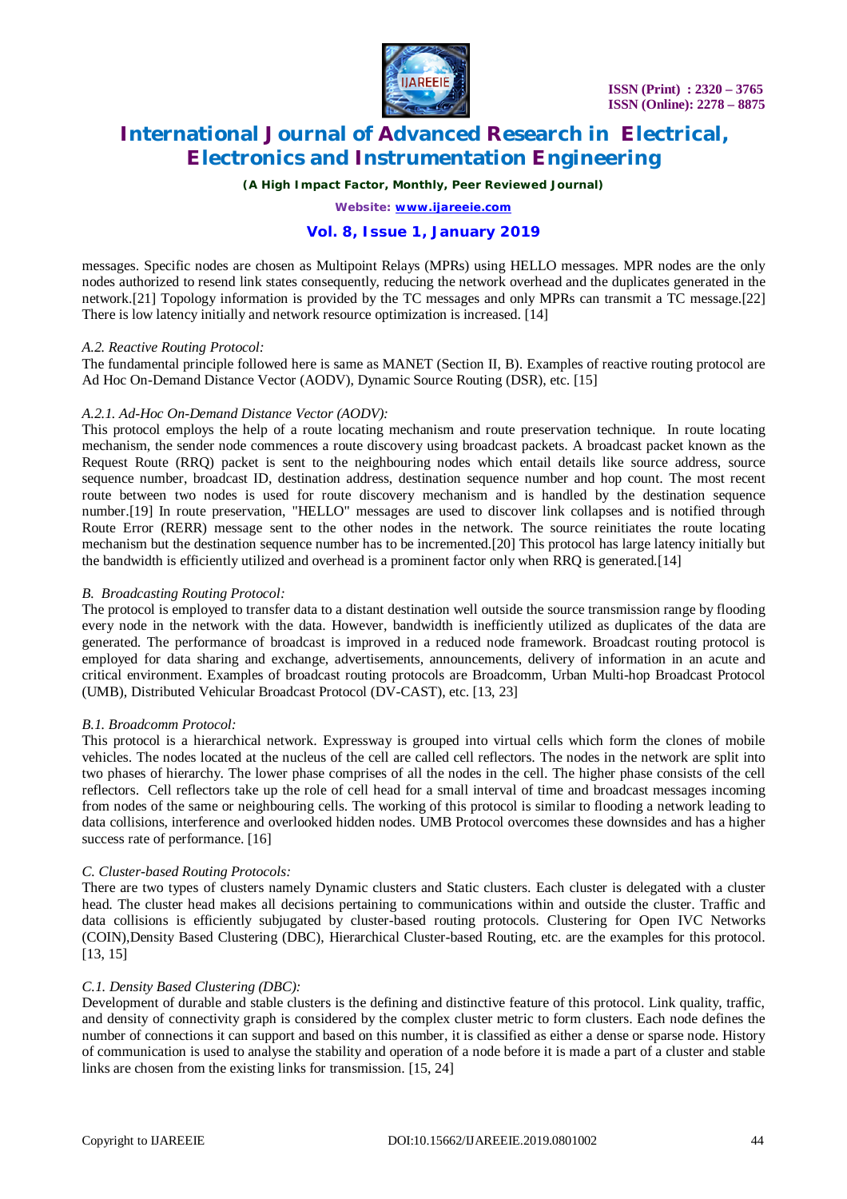messages. Specific nodes are chosen as Multipoint Relays (MPRs) using HELLO messages. MPR nodes are the only nodes authorized to resend link states consequently, reducing the network overhead and the duplicates generated in the network.[21] Topology information is provided by the TC messages and only MPRs can transmit a TC message.[22] There is low latency initially and network resource optimization is increased. [14]

*A.2. Reactive Routing Protocol:*

The fundamental principle followed here is same as MANET (Section II, B). Examples of reactive routing protocol are Ad Hoc On-Demand Distance Vector (AODV), Dynamic Source Routing (DSR), etc. [15]

*A.2.1. Ad-Hoc On-Demand Distance Vector (AODV):*

This protocol employs the help of a route locating mechanism and route preservation technique. In route locating mechanism, the sender node commences a route discovery using broadcast packets. A broadcast packet known as the Request Route (RRQ) packet is sent to the neighbouring nodes which entail details like source address, source sequence number, broadcast ID, destination address, destination sequence number and hop count. The most recent route between two nodes is used for route discovery mechanism and is handled by the destination sequence number.[19] In route preservation, "HELLO" messages are used to discover link collapses and is notified through Route Error (RERR) message sent to the other nodes in the network. The source reinitiates the route locating mechanism but the destination sequence number has to be incremented.[20] This protocol has large latency initially but the bandwidth is efficiently utilized and overhead is a prominent factor only when RRQ is generated.[14]

*B. Broadcasting Routing Protocol:*

The protocol is employed to transfer data to a distant destination well outside the source transmission range by flooding every node in the network with the data. However, bandwidth is inefficiently utilized as duplicates of the data are generated. The performance of broadcast is improved in a reduced node framework. Broadcast routing protocol is employed for data sharing and exchange, advertisements, announcements, delivery of information in an acute and critical environment. Examples of broadcast routing protocols are Broadcomm, Urban Multi-hop Broadcast Protocol (UMB), Distributed Vehicular Broadcast Protocol (DV-CAST), etc. [13, 23]

*B.1. Broadcomm Protocol:*

This protocol is a hierarchical network. Expressway is grouped into virtual cells which form the clones of mobile vehicles. The nodes located at the nucleus of the cell are called cell reflectors. The nodes in the network are split into two phases of hierarchy. The lower phase comprises of all the nodes in the cell. The higher phase consists of the cell reflectors. Cell reflectors take up the role of cell head for a small interval of time and broadcast messages incoming from nodes of the same or neighbouring cells. The working of this protocol is similar to flooding a network leading to data collisions, interference and overlooked hidden nodes. UMB Protocol overcomes these downsides and has a higher success rate of performance. [16]

*C. Cluster-based Routing Protocols:*

There are two types of clusters namely Dynamic clusters and Static clusters. Each cluster is delegated with a cluster head. The cluster head makes all decisions pertaining to communications within and outside the cluster. Traffic and data collisions is efficiently subjugated by cluster-based routing protocols. Clustering for Open IVC Networks (COIN),Density Based Clustering (DBC), Hierarchical Cluster-based Routing, etc. are the examples for this protocol. [13, 15]

*C.1. Density Based Clustering (DBC):*

Development of durable and stable clusters is the defining and distinctive feature of this protocol. Link quality, traffic, and density of connectivity graph is considered by the complex cluster metric to form clusters. Each node defines the number of connections it can support and based on this number, it is classified as either a dense or sparse node. History of communication is used to analyse the stability and operation of a node before it is made a part of a cluster and stable links are chosen from the existing links for transmission. [15, 24]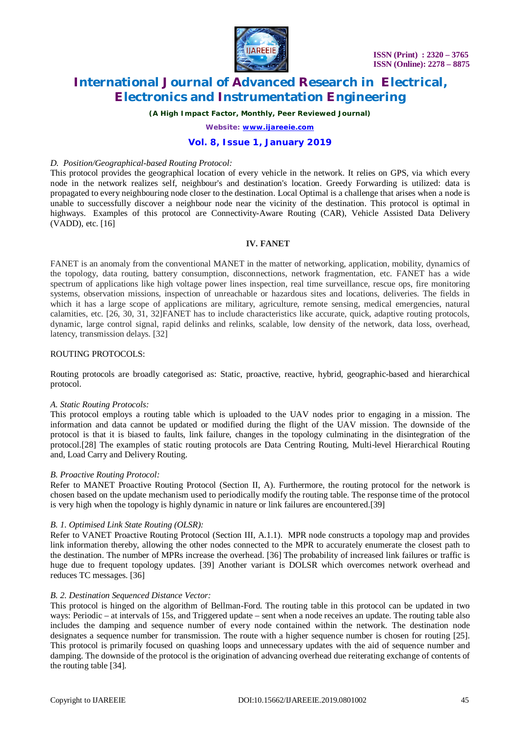*D. Position/Geographical-based Routing Protocol:*

This protocol provides the geographical location of every vehicle in the network. It relies on GPS, via which every node in the network realizes self, neighbour's and destination's location. Greedy Forwarding is utilized: data is propagated to every neighbouring node closer to the destination. Local Optimal is a challenge that arises when a node is unable to successfully discover a neighbour node near the vicinity of the destination. This protocol is optimal in highways. Examples of this protocol are Connectivity-Aware Routing (CAR), Vehicle Assisted Data Delivery (VADD), etc. [16]

## IV. FANET

FANET is an anomaly from the conventional MANET in the matter of networking, application, mobility, dynamics of the topology, data routing, battery consumption, disconnections, network fragmentation, etc. FANET has a wide spectrum of applications like high voltage power lines inspection, real time surveillance, rescue ops, fire monitoring systems, observation missions, inspection of unreachable or hazardous sites and locations, deliveries. The fields in which it has a large scope of applications are military, agriculture, remote sensing, medical emergencies, natural calamities, etc. [26, 30, 31, 32]FANET has to include characteristics like accurate, quick, adaptive routing protocols, dynamic, large control signal, rapid delinks and relinks, scalable, low density of the network, data loss, overhead, latency, transmission delays. [32]

ROUTING PROTOCOLS:

Routing protocols are broadly categorised as: Static, proactive, reactive, hybrid, geographic-based and hierarchical protocol.

*A. Static Routing Protocols:*

This protocol employs a routing table which is uploaded to the UAV nodes prior to engaging in a mission. The information and data cannot be updated or modified during the flight of the UAV mission. The downside of the protocol is that it is biased to faults, link failure, changes in the topology culminating in the disintegration of the protocol.[28] The examples of static routing protocols are Data Centring Routing, Multi-level Hierarchical Routing and, Load Carry and Delivery Routing.

*B. Proactive Routing Protocol:*

Refer to MANET Proactive Routing Protocol (Section II, A). Furthermore, the routing protocol for the network is chosen based on the update mechanism used to periodically modify the routing table. The response time of the protocol is very high when the topology is highly dynamic in nature or link failures are encountered.[39]

*B. 1. Optimised Link State Routing (OLSR):*

Refer to VANET Proactive Routing Protocol (Section III, A.1.1). MPR node constructs a topology map and provides link information thereby, allowing the other nodes connected to the MPR to accurately enumerate the closest path to the destination. The number of MPRs increase the overhead. [36] The probability of increased link failures or traffic is huge due to frequent topology updates. [39] Another variant is DOLSR which overcomes network overhead and reduces TC messages. [36]

*B. 2. Destination Sequenced Distance Vector:*

This protocol is hinged on the algorithm of Bellman-Ford. The routing table in this protocol can be updated in two ways: Periodic – at intervals of 15s, and Triggered update – sent when a node receives an update. The routing table also includes the damping and sequence number of every node contained within the network. The destination node designates a sequence number for transmission. The route with a higher sequence number is chosen for routing [25]. This protocol is primarily focused on quashing loops and unnecessary updates with the aid of sequence number and damping. The downside of the protocol is the origination of advancing overhead due reiterating exchange of contents of the routing table [34].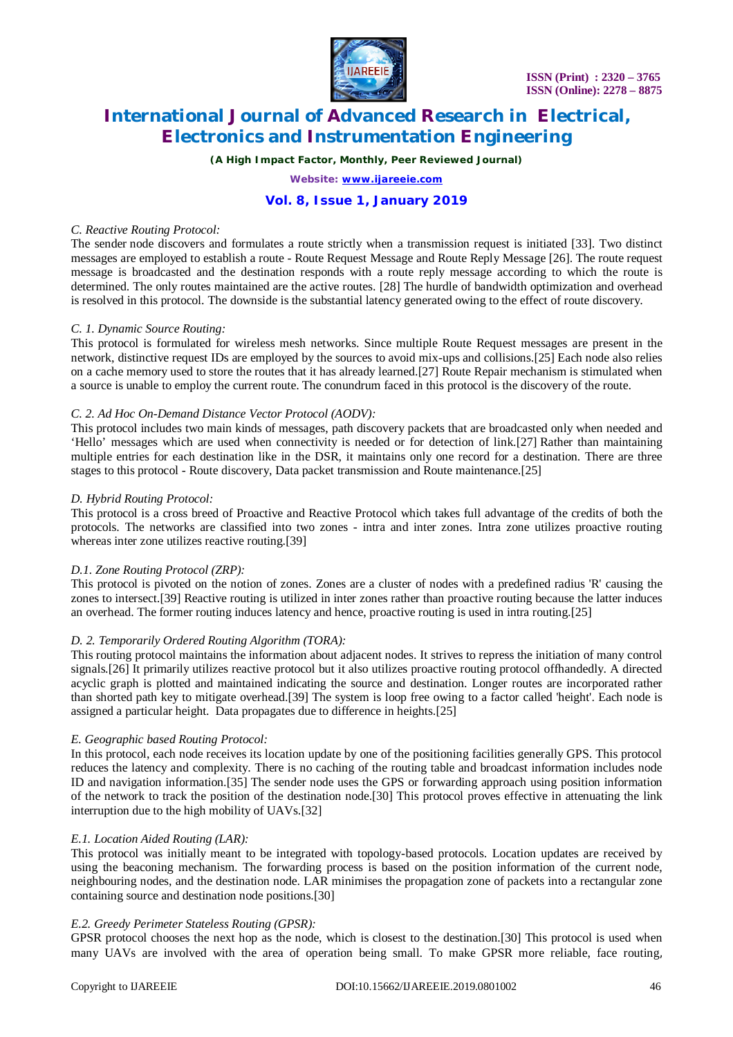*C. Reactive Routing Protocol:*

The sender node discovers and formulates a route strictly when a transmission request is initiated [33]. Two distinct messages are employed to establish a route - Route Request Message and Route Reply Message [26]. The route request message is broadcasted and the destination responds with a route reply message according to which the route is determined. The only routes maintained are the active routes. [28] The hurdle of bandwidth optimization and overhead is resolved in this protocol. The downside is the substantial latency generated owing to the effect of route discovery.

*C. 1. Dynamic Source Routing:*

This protocol is formulated for wireless mesh networks. Since multiple Route Request messages are present in the network, distinctive request IDs are employed by the sources to avoid mix-ups and collisions.[25] Each node also relies on a cache memory used to store the routes that it has already learned.[27] Route Repair mechanism is stimulated when a source is unable to employ the current route. The conundrum faced in this protocol is the discovery of the route.

*C. 2. Ad Hoc On-Demand Distance Vector Protocol (AODV):*

This protocol includes two main kinds of messages, path discovery packets that are broadcasted only when needed and 'Hello' messages which are used when connectivity is needed or for detection of link.[27] Rather than maintaining multiple entries for each destination like in the DSR, it maintains only one record for a destination. There are three stages to this protocol - Route discovery, Data packet transmission and Route maintenance.[25]

*D. Hybrid Routing Protocol:*

This protocol is a cross breed of Proactive and Reactive Protocol which takes full advantage of the credits of both the protocols. The networks are classified into two zones - intra and inter zones. Intra zone utilizes proactive routing whereas inter zone utilizes reactive routing.[39]

*D.1. Zone Routing Protocol (ZRP):*

This protocol is pivoted on the notion of zones. Zones are a cluster of nodes with a predefined radius 'R' causing the zones to intersect.[39] Reactive routing is utilized in inter zones rather than proactive routing because the latter induces an overhead. The former routing induces latency and hence, proactive routing is used in intra routing.[25]

*D. 2. Temporarily Ordered Routing Algorithm (TORA):*

This routing protocol maintains the information about adjacent nodes. It strives to repress the initiation of many control signals.[26] It primarily utilizes reactive protocol but it also utilizes proactive routing protocol offhandedly. A directed acyclic graph is plotted and maintained indicating the source and destination. Longer routes are incorporated rather than shorted path key to mitigate overhead.[39] The system is loop free owing to a factor called 'height'. Each node is assigned a particular height. Data propagates due to difference in heights.[25]

*E. Geographic based Routing Protocol:*

In this protocol, each node receives its location update by one of the positioning facilities generally GPS. This protocol reduces the latency and complexity. There is no caching of the routing table and broadcast information includes node ID and navigation information.[35] The sender node uses the GPS or forwarding approach using position information of the network to track the position of the destination node.[30] This protocol proves effective in attenuating the link interruption due to the high mobility of UAVs.[32]

*E.1. Location Aided Routing (LAR):*

This protocol was initially meant to be integrated with topology-based protocols. Location updates are received by using the beaconing mechanism. The forwarding process is based on the position information of the current node, neighbouring nodes, and the destination node. LAR minimises the propagation zone of packets into a rectangular zone containing source and destination node positions.[30]

*E.2. Greedy Perimeter Stateless Routing (GPSR):*

GPSR protocol chooses the next hop as the node, which is closest to the destination.[30] This protocol is used when many UAVs are involved with the area of operation being small. To make GPSR more reliable, face routing,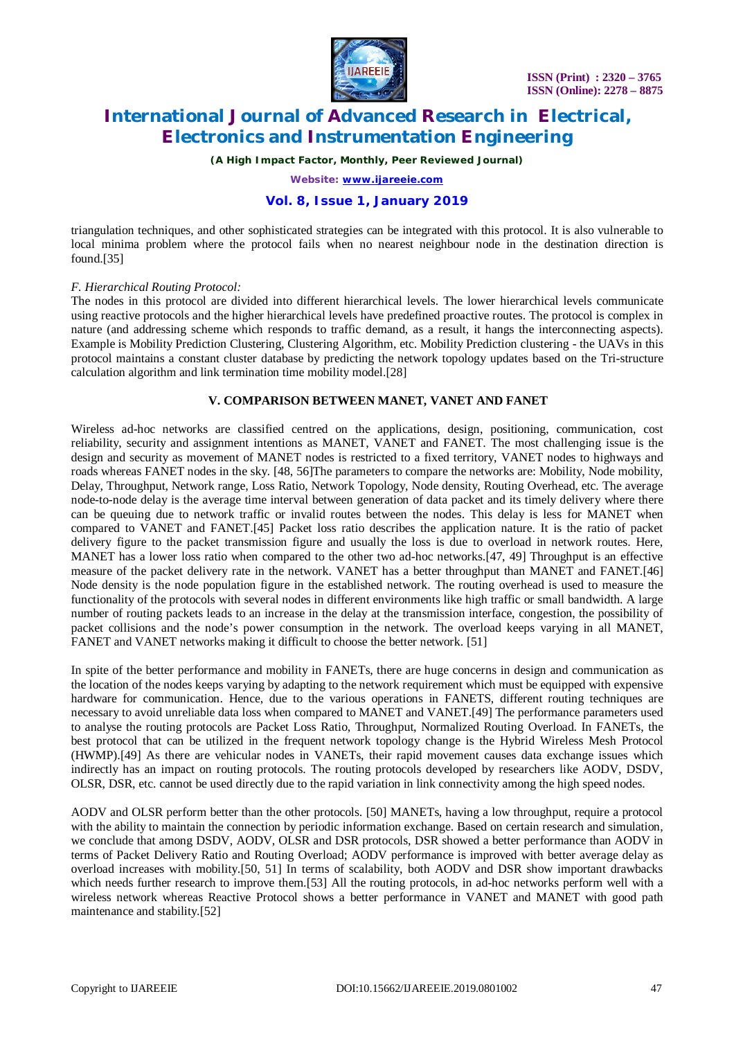triangulation techniques, and other sophisticated strategies can be integrated with this protocol. It is also vulnerable to local minima problem where the protocol fails when no nearest neighbour node in the destination direction is found.[35]

*F. Hierarchical Routing Protocol:*

The nodes in this protocol are divided into different hierarchical levels. The lower hierarchical levels communicate using reactive protocols and the higher hierarchical levels have predefined proactive routes. The protocol is complex in nature (and addressing scheme which responds to traffic demand, as a result, it hangs the interconnecting aspects). Example is Mobility Prediction Clustering, Clustering Algorithm, etc. Mobility Prediction clustering - the UAVs in this protocol maintains a constant cluster database by predicting the network topology updates based on the Tri-structure calculation algorithm and link termination time mobility model.[28]

## V. COMPARISON BETWEEN MANET, VANET AND FANET

Wireless ad-hoc networks are classified centred on the applications, design, positioning, communication, cost reliability, security and assignment intentions as MANET, VANET and FANET. The most challenging issue is the design and security as movement of MANET nodes is restricted to a fixed territory, VANET nodes to highways and roads whereas FANET nodes in the sky. [48, 56]The parameters to compare the networks are: Mobility, Node mobility, Delay, Throughput, Network range, Loss Ratio, Network Topology, Node density, Routing Overhead, etc. The average node-to-node delay is the average time interval between generation of data packet and its timely delivery where there can be queuing due to network traffic or invalid routes between the nodes. This delay is less for MANET when compared to VANET and FANET.[45] Packet loss ratio describes the application nature. It is the ratio of packet delivery figure to the packet transmission figure and usually the loss is due to overload in network routes. Here, MANET has a lower loss ratio when compared to the other two ad-hoc networks.[47, 49] Throughput is an effective measure of the packet delivery rate in the network. VANET has a better throughput than MANET and FANET.[46] Node density is the node population figure in the established network. The routing overhead is used to measure the functionality of the protocols with several nodes in different environments like high traffic or small bandwidth. A large number of routing packets leads to an increase in the delay at the transmission interface, congestion, the possibility of packet collisions and the node's power consumption in the network. The overload keeps varying in all MANET, FANET and VANET networks making it difficult to choose the better network. [51]

In spite of the better performance and mobility in FANETs, there are huge concerns in design and communication as the location of the nodes keeps varying by adapting to the network requirement which must be equipped with expensive hardware for communication. Hence, due to the various operations in FANETS, different routing techniques are necessary to avoid unreliable data loss when compared to MANET and VANET.[49] The performance parameters used to analyse the routing protocols are Packet Loss Ratio, Throughput, Normalized Routing Overload. In FANETs, the best protocol that can be utilized in the frequent network topology change is the Hybrid Wireless Mesh Protocol (HWMP).[49] As there are vehicular nodes in VANETs, their rapid movement causes data exchange issues which indirectly has an impact on routing protocols. The routing protocols developed by researchers like AODV, DSDV, OLSR, DSR, etc. cannot be used directly due to the rapid variation in link connectivity among the high speed nodes.

AODV and OLSR perform better than the other protocols. [50] MANETs, having a low throughput, require a protocol with the ability to maintain the connection by periodic information exchange. Based on certain research and simulation, we conclude that among DSDV, AODV, OLSR and DSR protocols, DSR showed a better performance than AODV in terms of Packet Delivery Ratio and Routing Overload; AODV performance is improved with better average delay as overload increases with mobility.[50, 51] In terms of scalability, both AODV and DSR show important drawbacks which needs further research to improve them.[53] All the routing protocols, in ad-hoc networks perform well with a wireless network whereas Reactive Protocol shows a better performance in VANET and MANET with good path maintenance and stability.[52]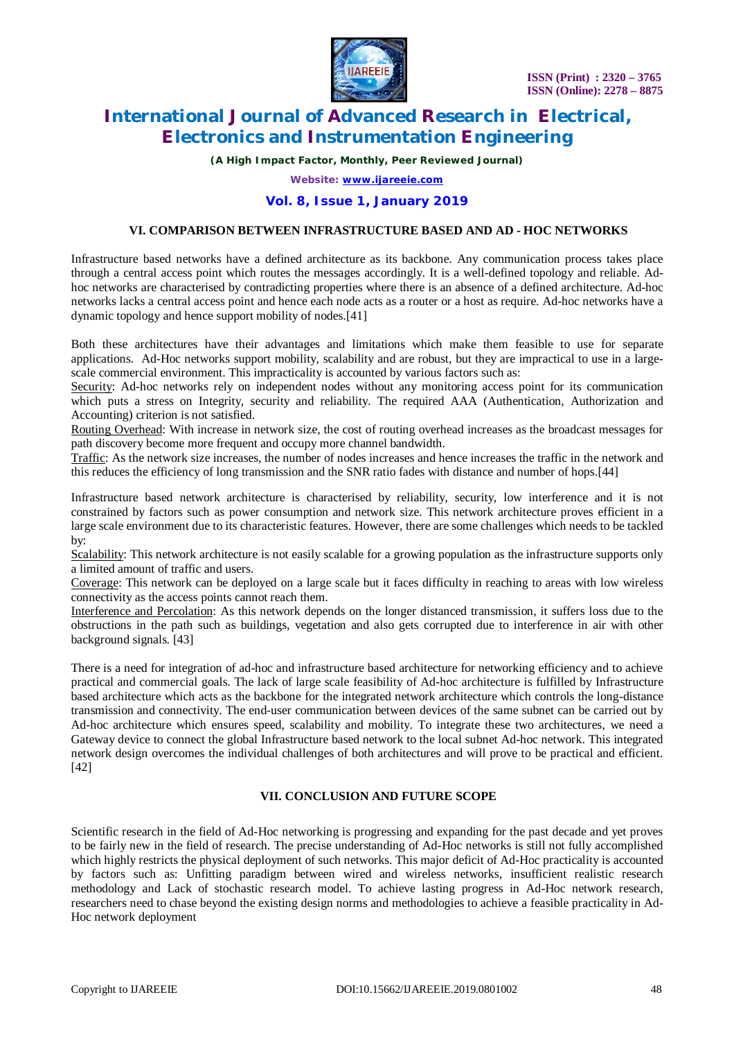## VI. COMPARISON BETWEEN INFRASTRUCTURE BASED AND AD - HOC NETWORKS

Infrastructure based networks have a defined architecture as its backbone. Any communication process takes place through a central access point which routes the messages accordingly. It is a well-defined topology and reliable. Ad-hoc networks are characterised by contradicting properties where there is an absence of a defined architecture. Ad-hoc networks lacks a central access point and hence each node acts as a router or a host as require. Ad-hoc networks have a dynamic topology and hence support mobility of nodes.[41]

Both these architectures have their advantages and limitations which make them feasible to use for separate applications. Ad-Hoc networks support mobility, scalability and are robust, but they are impractical to use in a large-scale commercial environment. This impracticality is accounted by various factors such as:

Security: Ad-hoc networks rely on independent nodes without any monitoring access point for its communication which puts a stress on Integrity, security and reliability. The required AAA (Authentication, Authorization and Accounting) criterion is not satisfied.

Routing Overhead: With increase in network size, the cost of routing overhead increases as the broadcast messages for path discovery become more frequent and occupy more channel bandwidth.

Traffic: As the network size increases, the number of nodes increases and hence increases the traffic in the network and this reduces the efficiency of long transmission and the SNR ratio fades with distance and number of hops.[44]

Infrastructure based network architecture is characterised by reliability, security, low interference and it is not constrained by factors such as power consumption and network size. This network architecture proves efficient in a large scale environment due to its characteristic features. However, there are some challenges which needs to be tackled by:

Scalability: This network architecture is not easily scalable for a growing population as the infrastructure supports only a limited amount of traffic and users.

Coverage: This network can be deployed on a large scale but it faces difficulty in reaching to areas with low wireless connectivity as the access points cannot reach them.

Interference and Percolation: As this network depends on the longer distanced transmission, it suffers loss due to the obstructions in the path such as buildings, vegetation and also gets corrupted due to interference in air with other background signals. [43]

There is a need for integration of ad-hoc and infrastructure based architecture for networking efficiency and to achieve practical and commercial goals. The lack of large scale feasibility of Ad-hoc architecture is fulfilled by Infrastructure based architecture which acts as the backbone for the integrated network architecture which controls the long-distance transmission and connectivity. The end-user communication between devices of the same subnet can be carried out by Ad-hoc architecture which ensures speed, scalability and mobility. To integrate these two architectures, we need a Gateway device to connect the global Infrastructure based network to the local subnet Ad-hoc network. This integrated network design overcomes the individual challenges of both architectures and will prove to be practical and efficient. [42]

## VII. CONCLUSION AND FUTURE SCOPE

Scientific research in the field of Ad-Hoc networking is progressing and expanding for the past decade and yet proves to be fairly new in the field of research. The precise understanding of Ad-Hoc networks is still not fully accomplished which highly restricts the physical deployment of such networks. This major deficit of Ad-Hoc practicality is accounted by factors such as: Unfitting paradigm between wired and wireless networks, insufficient realistic research methodology and Lack of stochastic research model. To achieve lasting progress in Ad-Hoc network research, researchers need to chase beyond the existing design norms and methodologies to achieve a feasible practicality in Ad-Hoc network deployment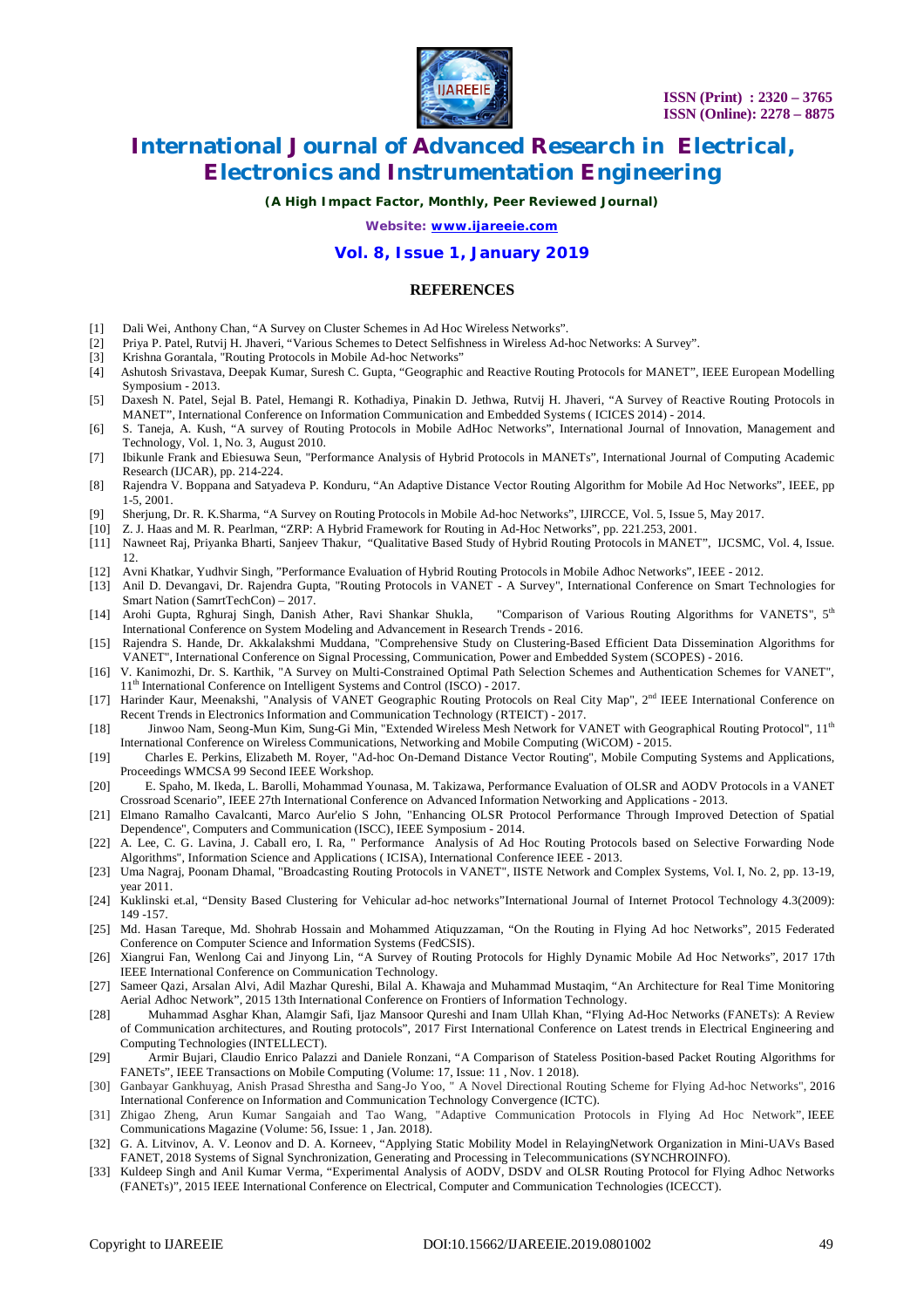## REFERENCES

[1] Dali Wei, Anthony Chan, "A Survey on Cluster Schemes in Ad Hoc Wireless Networks".

[2] Priya P. Patel, Rutvij H. Jhaveri, "Various Schemes to Detect Selfishness in Wireless Ad-hoc Networks: A Survey".

[3] Krishna Gorantala, "Routing Protocols in Mobile Ad-hoc Networks"

[4] Ashutosh Srivastava, Deepak Kumar, Suresh C. Gupta, "Geographic and Reactive Routing Protocols for MANET", IEEE European Modelling Symposium - 2013.

[5] Daxesh N. Patel, Sejal B. Patel, Hemangi R. Kothadiya, Pinakin D. Jethwa, Rutvij H. Jhaveri, "A Survey of Reactive Routing Protocols in MANET", International Conference on Information Communication and Embedded Systems ( ICICES 2014) - 2014.

[6] S. Taneja, A. Kush, "A survey of Routing Protocols in Mobile AdHoc Networks", International Journal of Innovation, Management and Technology, Vol. 1, No. 3, August 2010.

[7] Ibikunle Frank and Ebiesuwa Seun, "Performance Analysis of Hybrid Protocols in MANETs", International Journal of Computing Academic Research (IJCAR), pp. 214-224.

[8] Rajendra V. Boppana and Satyadeva P. Konduru, "An Adaptive Distance Vector Routing Algorithm for Mobile Ad Hoc Networks", IEEE, pp 1-5, 2001.

[9] Sherjung, Dr. R. K.Sharma, "A Survey on Routing Protocols in Mobile Ad-hoc Networks", IJIRCCE, Vol. 5, Issue 5, May 2017.

[10] Z. J. Haas and M. R. Pearlman, "ZRP: A Hybrid Framework for Routing in Ad-Hoc Networks", pp. 221.253, 2001.

[11] Nawneet Raj, Priyanka Bharti, Sanjeev Thakur, "Qualitative Based Study of Hybrid Routing Protocols in MANET", IJCSMC, Vol. 4, Issue. 12.

[12] Avni Khatkar, Yudhvir Singh, "Performance Evaluation of Hybrid Routing Protocols in Mobile Adhoc Networks", IEEE - 2012.

[13] Anil D. Devangavi, Dr. Rajendra Gupta, "Routing Protocols in VANET - A Survey", International Conference on Smart Technologies for Smart Nation (SamrtTechCon) – 2017.

[14] Arohi Gupta, Rghuraj Singh, Danish Ather, Ravi Shankar Shukla, "Comparison of Various Routing Algorithms for VANETS", 5th International Conference on System Modeling and Advancement in Research Trends - 2016.

[15] Rajendra S. Hande, Dr. Akkalakshmi Muddana, "Comprehensive Study on Clustering-Based Efficient Data Dissemination Algorithms for VANET", International Conference on Signal Processing, Communication, Power and Embedded System (SCOPES) - 2016.

[16] V. Kanimozhi, Dr. S. Karthik, "A Survey on Multi-Constrained Optimal Path Selection Schemes and Authentication Schemes for VANET", 11th International Conference on Intelligent Systems and Control (ISCO) - 2017.

[17] Harinder Kaur, Meenakshi, "Analysis of VANET Geographic Routing Protocols on Real City Map", 2nd IEEE International Conference on Recent Trends in Electronics Information and Communication Technology (RTEICT) - 2017.

[18] Jinwoo Nam, Seong-Mun Kim, Sung-Gi Min, "Extended Wireless Mesh Network for VANET with Geographical Routing Protocol", 11th International Conference on Wireless Communications, Networking and Mobile Computing (WiCOM) - 2015.

[19] Charles E. Perkins, Elizabeth M. Royer, "Ad-hoc On-Demand Distance Vector Routing", Mobile Computing Systems and Applications, Proceedings WMCSA 99 Second IEEE Workshop.

[20] E. Spaho, M. Ikeda, L. Barolli, Mohammad Younasa, M. Takizawa, Performance Evaluation of OLSR and AODV Protocols in a VANET Crossroad Scenario", IEEE 27th International Conference on Advanced Information Networking and Applications - 2013.

[21] Elmano Ramalho Cavalcanti, Marco Aur'elio S John, "Enhancing OLSR Protocol Performance Through Improved Detection of Spatial Dependence", Computers and Communication (ISCC), IEEE Symposium - 2014.

[22] A. Lee, C. G. Lavina, J. Caball ero, I. Ra, " Performance Analysis of Ad Hoc Routing Protocols based on Selective Forwarding Node Algorithms", Information Science and Applications ( ICISA), International Conference IEEE - 2013.

[23] Uma Nagraj, Poonam Dhamal, "Broadcasting Routing Protocols in VANET", IISTE Network and Complex Systems, Vol. I, No. 2, pp. 13-19, year 2011.

[24] Kuklinski et.al, "Density Based Clustering for Vehicular ad-hoc networks"International Journal of Internet Protocol Technology 4.3(2009): 149 -157.

[25] Md. Hasan Tareque, Md. Shohrab Hossain and Mohammed Atiquzzaman, "On the Routing in Flying Ad hoc Networks", 2015 Federated Conference on Computer Science and Information Systems (FedCSIS).

[26] Xiangrui Fan, Wenlong Cai and Jinyong Lin, "A Survey of Routing Protocols for Highly Dynamic Mobile Ad Hoc Networks", 2017 17th IEEE International Conference on Communication Technology.

[27] Sameer Qazi, Arsalan Alvi, Adil Mazhar Qureshi, Bilal A. Khawaja and Muhammad Mustaqim, "An Architecture for Real Time Monitoring Aerial Adhoc Network", 2015 13th International Conference on Frontiers of Information Technology.

[28] Muhammad Asghar Khan, Alamgir Safi, Ijaz Mansoor Qureshi and Inam Ullah Khan, "Flying Ad-Hoc Networks (FANETs): A Review of Communication architectures, and Routing protocols", 2017 First International Conference on Latest trends in Electrical Engineering and Computing Technologies (INTELLECT).

[29] Armir Bujari, Claudio Enrico Palazzi and Daniele Ronzani, "A Comparison of Stateless Position-based Packet Routing Algorithms for FANETs", IEEE Transactions on Mobile Computing (Volume: 17, Issue: 11 , Nov. 1 2018).

[30] Ganbayar Gankhuyag, Anish Prasad Shrestha and Sang-Jo Yoo, " A Novel Directional Routing Scheme for Flying Ad-hoc Networks", 2016 International Conference on Information and Communication Technology Convergence (ICTC).

[31] Zhigao Zheng, Arun Kumar Sangaiah and Tao Wang, "Adaptive Communication Protocols in Flying Ad Hoc Network", IEEE Communications Magazine (Volume: 56, Issue: 1 , Jan. 2018).

[32] G. A. Litvinov, A. V. Leonov and D. A. Korneev, "Applying Static Mobility Model in RelayingNetwork Organization in Mini-UAVs Based FANET, 2018 Systems of Signal Synchronization, Generating and Processing in Telecommunications (SYNCHROINFO).

[33] Kuldeep Singh and Anil Kumar Verma, "Experimental Analysis of AODV, DSDV and OLSR Routing Protocol for Flying Adhoc Networks (FANETs)", 2015 IEEE International Conference on Electrical, Computer and Communication Technologies (ICECCT).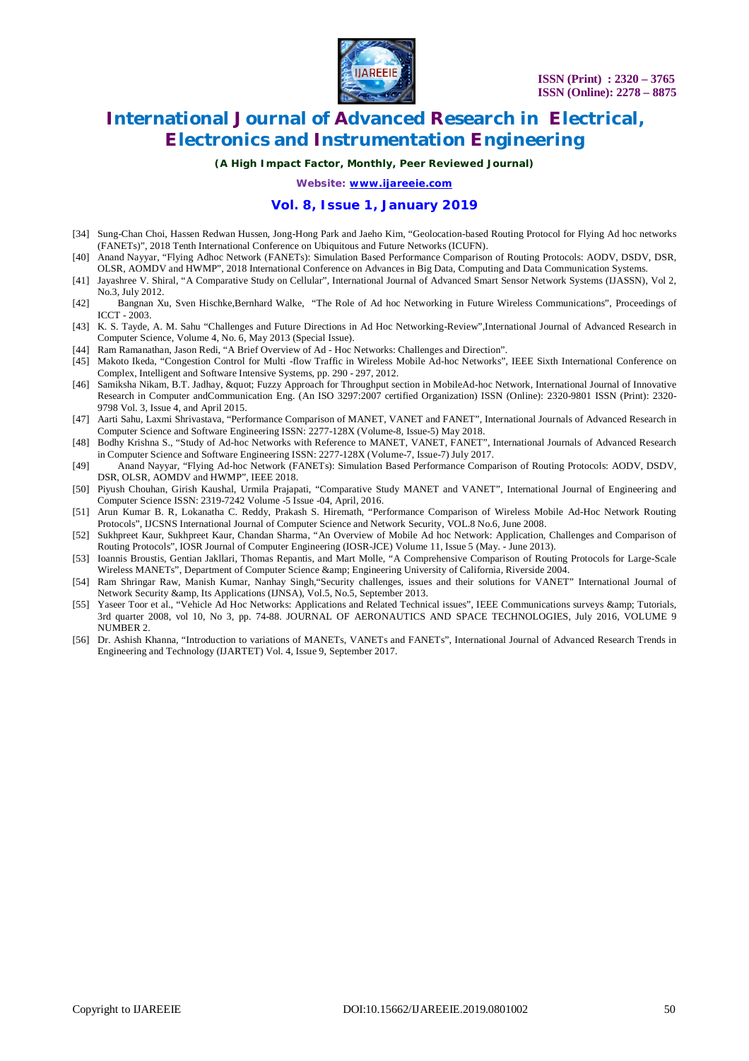[34] Sung-Chan Choi, Hassen Redwan Hussen, Jong-Hong Park and Jaeho Kim, "Geolocation-based Routing Protocol for Flying Ad hoc networks (FANETs)", 2018 Tenth International Conference on Ubiquitous and Future Networks (ICUFN).

[40] Anand Nayyar, "Flying Adhoc Network (FANETs): Simulation Based Performance Comparison of Routing Protocols: AODV, DSDV, DSR, OLSR, AOMDV and HWMP", 2018 International Conference on Advances in Big Data, Computing and Data Communication Systems.

[41] Jayashree V. Shiral, "A Comparative Study on Cellular", International Journal of Advanced Smart Sensor Network Systems (IJASSN), Vol 2, No.3, July 2012.

[42] Bangnan Xu, Sven Hischke,Bernhard Walke, "The Role of Ad hoc Networking in Future Wireless Communications", Proceedings of ICCT - 2003.

[43] K. S. Tayde, A. M. Sahu "Challenges and Future Directions in Ad Hoc Networking-Review",International Journal of Advanced Research in Computer Science, Volume 4, No. 6, May 2013 (Special Issue).

[44] Ram Ramanathan, Jason Redi, "A Brief Overview of Ad - Hoc Networks: Challenges and Direction".

[45] Makoto Ikeda, "Congestion Control for Multi -flow Traffic in Wireless Mobile Ad-hoc Networks", IEEE Sixth International Conference on Complex, Intelligent and Software Intensive Systems, pp. 290 - 297, 2012.

[46] Samiksha Nikam, B.T. Jadhay, &quot; Fuzzy Approach for Throughput section in MobileAd-hoc Network, International Journal of Innovative Research in Computer andCommunication Eng. (An ISO 3297:2007 certified Organization) ISSN (Online): 2320-9801 ISSN (Print): 2320-9798 Vol. 3, Issue 4, and April 2015.

[47] Aarti Sahu, Laxmi Shrivastava, "Performance Comparison of MANET, VANET and FANET", International Journals of Advanced Research in Computer Science and Software Engineering ISSN: 2277-128X (Volume-8, Issue-5) May 2018.

[48] Bodhy Krishna S., "Study of Ad-hoc Networks with Reference to MANET, VANET, FANET", International Journals of Advanced Research in Computer Science and Software Engineering ISSN: 2277-128X (Volume-7, Issue-7) July 2017.

[49] Anand Nayyar, "Flying Ad-hoc Network (FANETs): Simulation Based Performance Comparison of Routing Protocols: AODV, DSDV, DSR, OLSR, AOMDV and HWMP", IEEE 2018.

[50] Piyush Chouhan, Girish Kaushal, Urmila Prajapati, "Comparative Study MANET and VANET", International Journal of Engineering and Computer Science ISSN: 2319-7242 Volume -5 Issue -04, April, 2016.

[51] Arun Kumar B. R, Lokanatha C. Reddy, Prakash S. Hiremath, "Performance Comparison of Wireless Mobile Ad-Hoc Network Routing Protocols", IJCSNS International Journal of Computer Science and Network Security, VOL.8 No.6, June 2008.

[52] Sukhpreet Kaur, Sukhpreet Kaur, Chandan Sharma, "An Overview of Mobile Ad hoc Network: Application, Challenges and Comparison of Routing Protocols", IOSR Journal of Computer Engineering (IOSR-JCE) Volume 11, Issue 5 (May. - June 2013).

[53] Ioannis Broustis, Gentian Jakllari, Thomas Repantis, and Mart Molle, "A Comprehensive Comparison of Routing Protocols for Large-Scale Wireless MANETs", Department of Computer Science &amp; Engineering University of California, Riverside 2004.

[54] Ram Shringar Raw, Manish Kumar, Nanhay Singh,"Security challenges, issues and their solutions for VANET" International Journal of Network Security &amp, Its Applications (IJNSA), Vol.5, No.5, September 2013.

[55] Yaseer Toor et al., "Vehicle Ad Hoc Networks: Applications and Related Technical issues", IEEE Communications surveys &amp; Tutorials, 3rd quarter 2008, vol 10, No 3, pp. 74-88. JOURNAL OF AERONAUTICS AND SPACE TECHNOLOGIES, July 2016, VOLUME 9 NUMBER 2.

[56] Dr. Ashish Khanna, "Introduction to variations of MANETs, VANETs and FANETs", International Journal of Advanced Research Trends in Engineering and Technology (IJARTET) Vol. 4, Issue 9, September 2017.